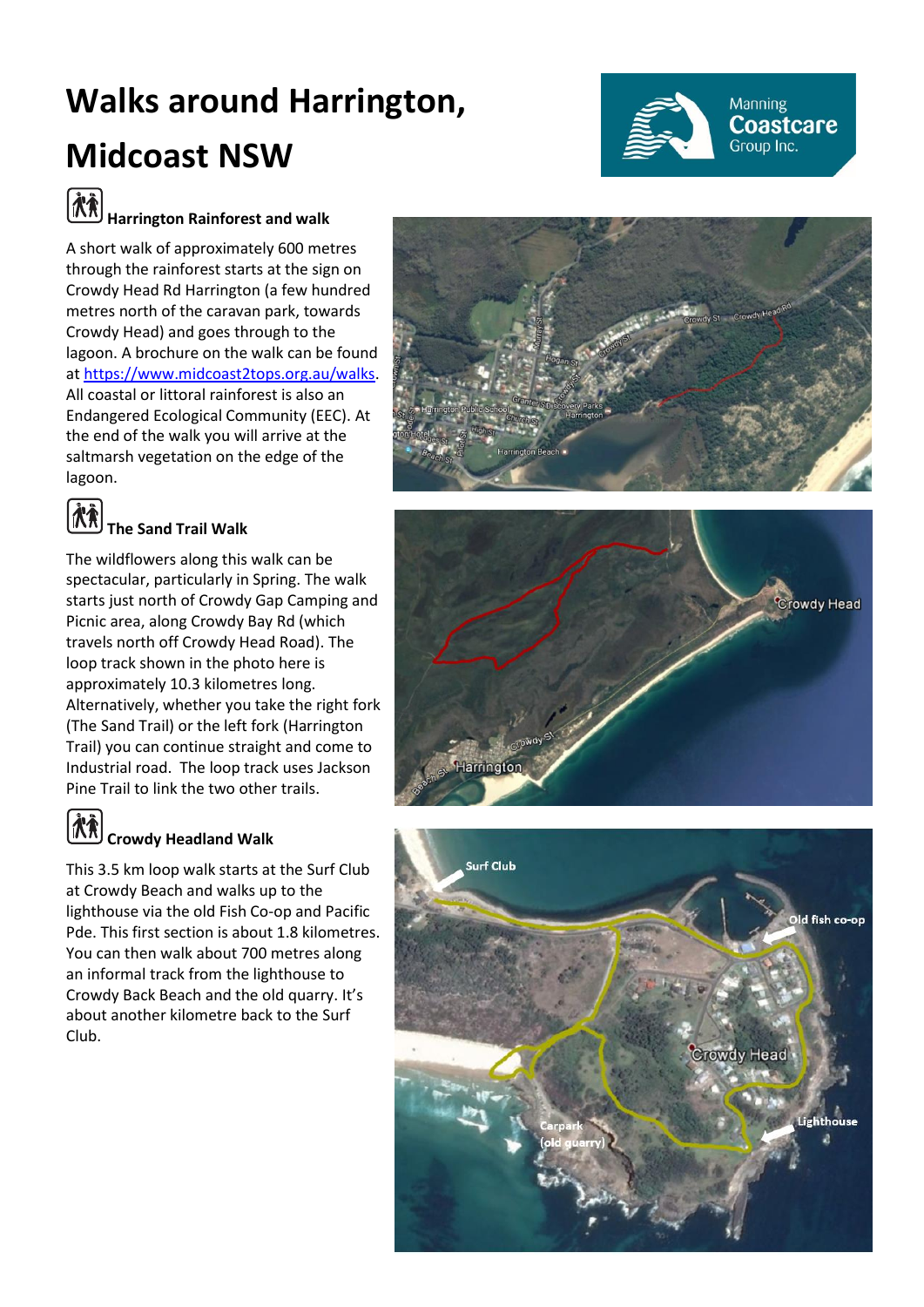# Walks around Harrington, Midcoast NSW

## Harrington Rainforest and walk

A short walk of approximately 600 metres through the rainforest starts at the sign on Crowdy Head Rd Harrington (a few hundred metres north of the caravan park, towards Crowdy Head) and goes through to the lagoon. A brochure on the walk can be found at https://www.midcoast2tops.org.au/walks. All coastal or littoral rainforest is also an Endangered Ecological Community (EEC). At the end of the walk you will arrive at the saltmarsh vegetation on the edge of the lagoon.

## The Sand Trail Walk

The wildflowers along this walk can be spectacular, particularly in Spring. The walk starts just north of Crowdy Gap Camping and Picnic area, along Crowdy Bay Rd (which travels north off Crowdy Head Road). The loop track shown in the photo here is approximately 10.3 kilometres long. Alternatively, whether you take the right fork (The Sand Trail) or the left fork (Harrington Trail) you can continue straight and come to Industrial road. The loop track uses Jackson Pine Trail to link the two other trails.

## Crowdy Headland Walk

This 3.5 km loop walk starts at the Surf Club at Crowdy Beach and walks up to the lighthouse via the old Fish Co-op and Pacific Pde. This first section is about 1.8 kilometres. You can then walk about 700 metres along an informal track from the lighthouse to Crowdy Back Beach and the old quarry. It's about another kilometre back to the Surf Club.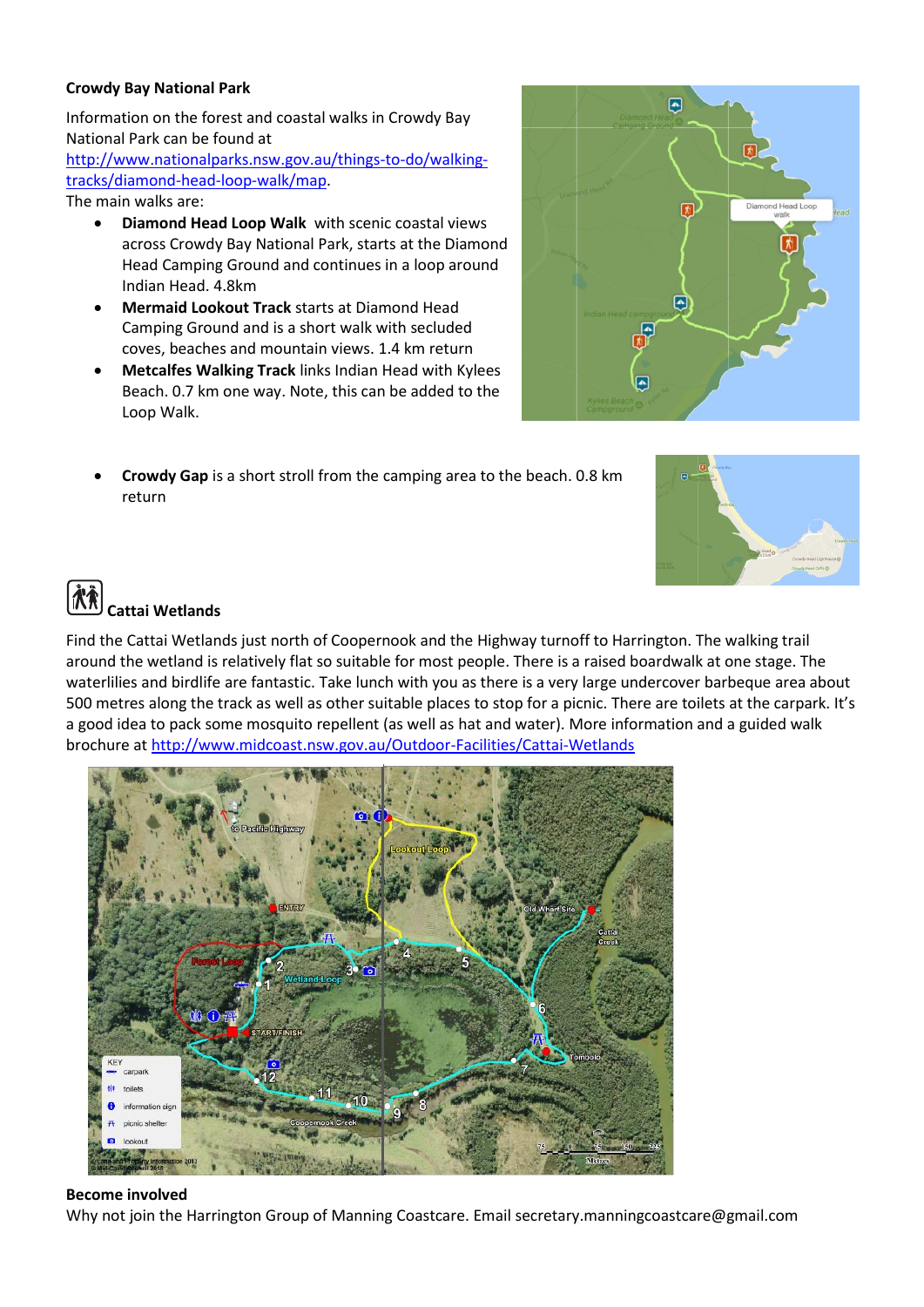**Crowdy Bay National Park**

Information on the forest and coastal walks in Crowdy Bay National Park can be found at [http://www.nationalparks.nsw.gov.au/things-to-do/walking-tracks/diamond-head-loop-walk/map](http://www.nationalparks.nsw.gov.au/things-to-do/walking-tracks/diamond-head-loop-walk/map).

The main walks are:

- **Diamond Head Loop Walk** with scenic coastal views across Crowdy Bay National Park, starts at the Diamond Head Camping Ground and continues in a loop around Indian Head. 4.8km
- **Mermaid Lookout Track** starts at Diamond Head Camping Ground and is a short walk with secluded coves, beaches and mountain views. 1.4 km return
- **Metcalfes Walking Track** links Indian Head with Kylees Beach. 0.7 km one way. Note, this can be added to the Loop Walk.
- **Crowdy Gap** is a short stroll from the camping area to the beach. 0.8 km return

**Cattai Wetlands**

Find the Cattai Wetlands just north of Coopernook and the Highway turnoff to Harrington. The walking trail around the wetland is relatively flat so suitable for most people. There is a raised boardwalk at one stage. The waterlilies and birdlife are fantastic. Take lunch with you as there is a very large undercover barbeque area about 500 metres along the track as well as other suitable places to stop for a picnic. There are toilets at the carpark. It's a good idea to pack some mosquito repellent (as well as hat and water). More information and a guided walk brochure at [http://www.midcoast.nsw.gov.au/Outdoor-Facilities/Cattai-Wetlands](http://www.midcoast.nsw.gov.au/Outdoor-Facilities/Cattai-Wetlands)

**Become involved**

Why not join the Harrington Group of Manning Coastcare. Email secretary.manningcoastcare@gmail.com